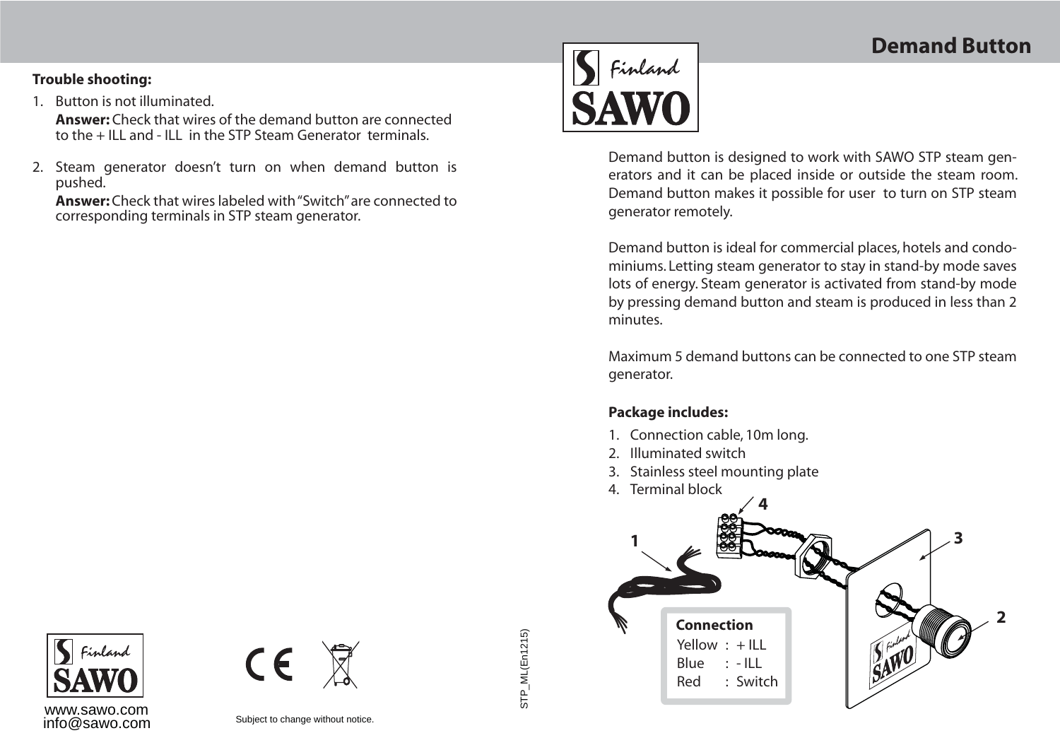# Demand Button

Demand button is designed to work with SAWO STP steam generators and it can be placed inside or outside the steam room. Demand button makes it possible for user to turn on STP steam generator remotely.

Demand button is ideal for commercial places, hotels and condominiums. Letting steam generator to stay in stand-by mode saves lots of energy. Steam generator is activated from stand-by mode by pressing demand button and steam is produced in less than 2 minutes.

Maximum 5 demand buttons can be connected to one STP steam generator.

**Package includes:**

1. Connection cable, 10m long.
2. Illuminated switch
3. Stainless steel mounting plate
4. Terminal block

**Connection**

Yellow : + ILL
Blue : - ILL
Red : Switch

**Trouble shooting:**

1. Button is not illuminated.
   **Answer:** Check that wires of the demand button are connected to the + ILL and - ILL in the STP Steam Generator terminals.

2. Steam generator doesn't turn on when demand button is pushed.
   **Answer:** Check that wires labeled with "Switch" are connected to corresponding terminals in STP steam generator.

www.sawo.com
info@sawo.com

Subject to change without notice.

STP_ML(En1215)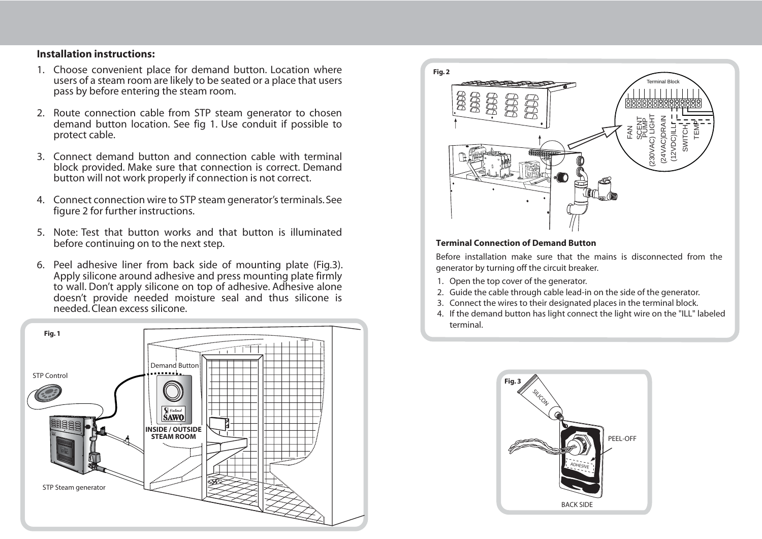**Installation instructions:**

1. Choose convenient place for demand button. Location where users of a steam room are likely to be seated or a place that users pass by before entering the steam room.

2. Route connection cable from STP steam generator to chosen demand button location. See fig 1. Use conduit if possible to protect cable.

3. Connect demand button and connection cable with terminal block provided. Make sure that connection is correct. Demand button will not work properly if connection is not correct.

4. Connect connection wire to STP steam generator's terminals. See figure 2 for further instructions.

5. Note: Test that button works and that button is illuminated before continuing on to the next step.

6. Peel adhesive liner from back side of mounting plate (Fig.3). Apply silicone around adhesive and press mounting plate firmly to wall. Don't apply silicone on top of adhesive. Adhesive alone doesn't provide needed moisture seal and thus silicone is needed. Clean excess silicone.

**Fig. 1**

STP Control

Demand Button

INSIDE / OUTSIDE STEAM ROOM

STP Steam generator

**Fig. 2**

Terminal Block

FAN
SCENT PUMP
(230VAC) LIGHT
(24VAC)DRAIN
(12VDC)ILL
SWITCH
TEMP

**Terminal Connection of Demand Button**

Before installation make sure that the mains is disconnected from the generator by turning off the circuit breaker.

1. Open the top cover of the generator.
2. Guide the cable through cable lead-in on the side of the generator.
3. Connect the wires to their designated places in the terminal block.
4. If the demand button has light connect the light wire on the "ILL" labeled terminal.

**Fig. 3**

SILICON

PEEL-OFF

ADHESIVE

BACK SIDE